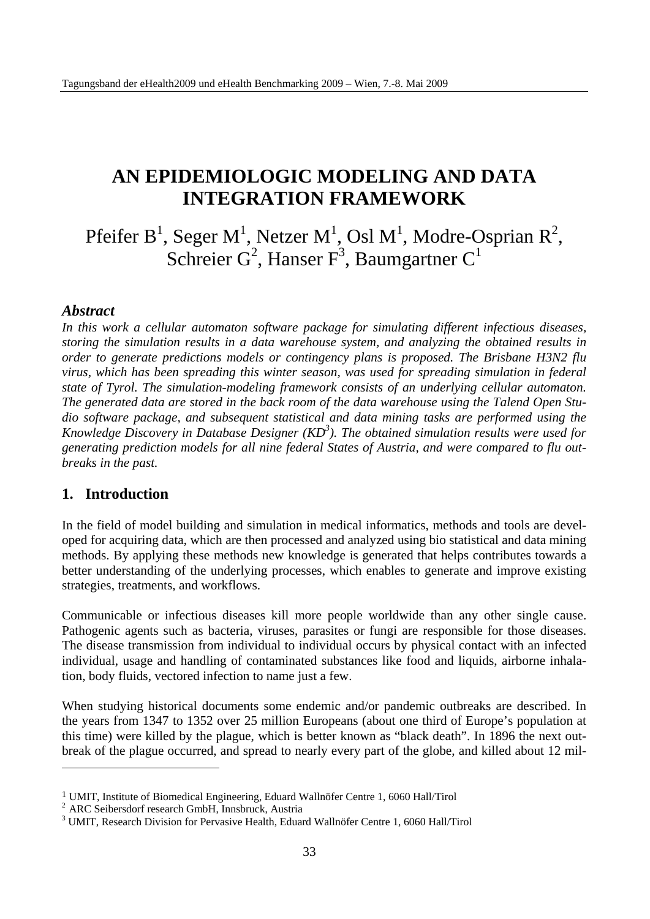# AN EPIDEMIOLOGIC MODELING AND DATA INTEGRATION FRAMEWORK

Pfeifer B[1], Seger M[1], Netzer M[1], Osl M[1], Modre-Osprian R[2], Schreier G[2], Hanser F[3], Baumgartner C[1]

### *Abstract*

*In this work a cellular automaton software package for simulating different infectious diseases, storing the simulation results in a data warehouse system, and analyzing the obtained results in order to generate predictions models or contingency plans is proposed. The Brisbane H3N2 flu virus, which has been spreading this winter season, was used for spreading simulation in federal state of Tyrol. The simulation-modeling framework consists of an underlying cellular automaton. The generated data are stored in the back room of the data warehouse using the Talend Open Studio software package, and subsequent statistical and data mining tasks are performed using the Knowledge Discovery in Database Designer (KD³). The obtained simulation results were used for generating prediction models for all nine federal States of Austria, and were compared to flu outbreaks in the past.*

## 1. Introduction

In the field of model building and simulation in medical informatics, methods and tools are developed for acquiring data, which are then processed and analyzed using bio statistical and data mining methods. By applying these methods new knowledge is generated that helps contributes towards a better understanding of the underlying processes, which enables to generate and improve existing strategies, treatments, and workflows.

Communicable or infectious diseases kill more people worldwide than any other single cause. Pathogenic agents such as bacteria, viruses, parasites or fungi are responsible for those diseases. The disease transmission from individual to individual occurs by physical contact with an infected individual, usage and handling of contaminated substances like food and liquids, airborne inhalation, body fluids, vectored infection to name just a few.

When studying historical documents some endemic and/or pandemic outbreaks are described. In the years from 1347 to 1352 over 25 million Europeans (about one third of Europe's population at this time) were killed by the plague, which is better known as "black death". In 1896 the next outbreak of the plague occurred, and spread to nearly every part of the globe, and killed about 12 mil-

---

[1] UMIT, Institute of Biomedical Engineering, Eduard Wallnöfer Centre 1, 6060 Hall/Tirol
[2] ARC Seibersdorf research GmbH, Innsbruck, Austria
[3] UMIT, Research Division for Pervasive Health, Eduard Wallnöfer Centre 1, 6060 Hall/Tirol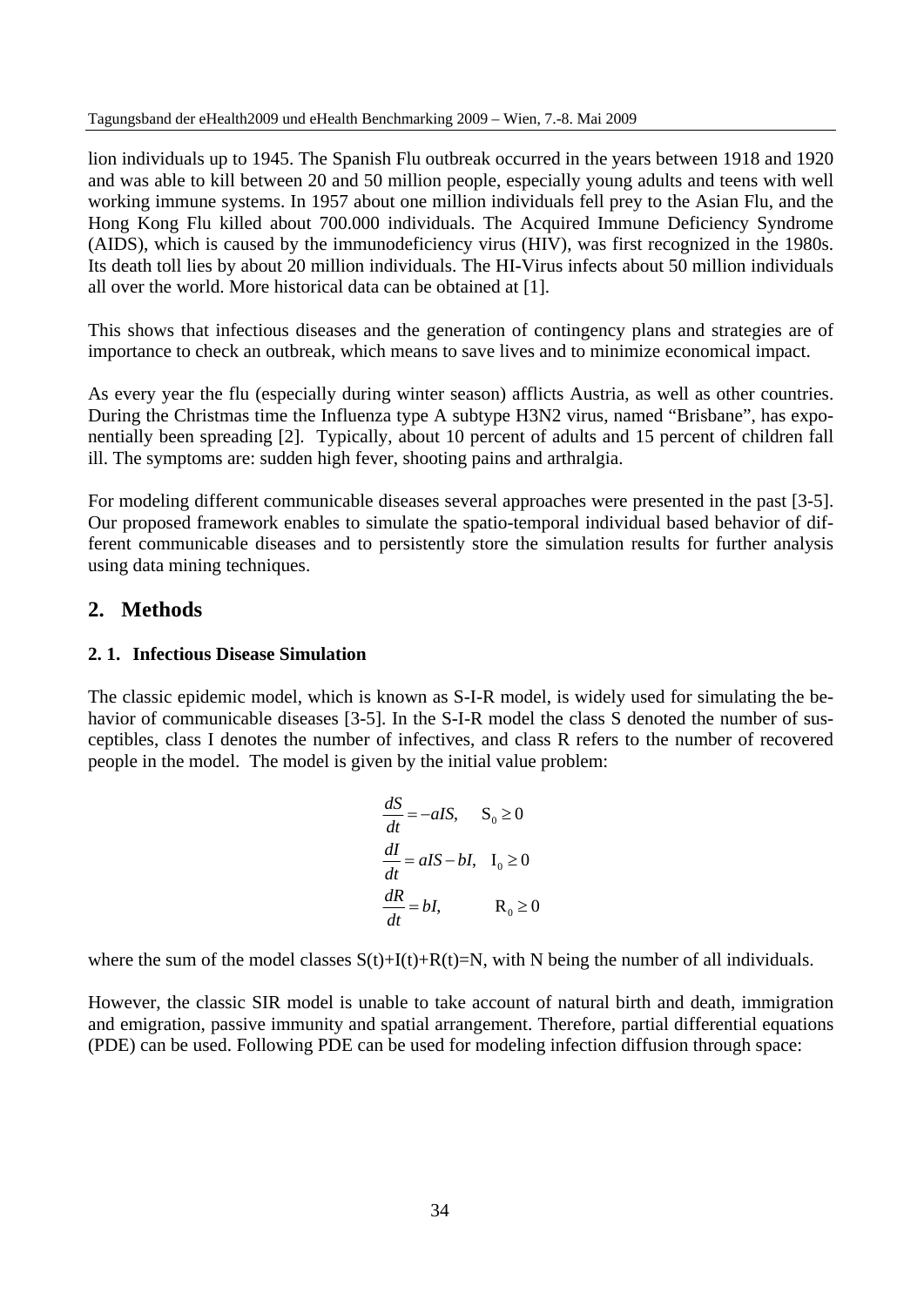lion individuals up to 1945. The Spanish Flu outbreak occurred in the years between 1918 and 1920 and was able to kill between 20 and 50 million people, especially young adults and teens with well working immune systems. In 1957 about one million individuals fell prey to the Asian Flu, and the Hong Kong Flu killed about 700.000 individuals. The Acquired Immune Deficiency Syndrome (AIDS), which is caused by the immunodeficiency virus (HIV), was first recognized in the 1980s. Its death toll lies by about 20 million individuals. The HI-Virus infects about 50 million individuals all over the world. More historical data can be obtained at [1].

This shows that infectious diseases and the generation of contingency plans and strategies are of importance to check an outbreak, which means to save lives and to minimize economical impact.

As every year the flu (especially during winter season) afflicts Austria, as well as other countries. During the Christmas time the Influenza type A subtype H3N2 virus, named "Brisbane", has exponentially been spreading [2]. Typically, about 10 percent of adults and 15 percent of children fall ill. The symptoms are: sudden high fever, shooting pains and arthralgia.

For modeling different communicable diseases several approaches were presented in the past [3-5]. Our proposed framework enables to simulate the spatio-temporal individual based behavior of different communicable diseases and to persistently store the simulation results for further analysis using data mining techniques.

## 2. Methods

### 2. 1. Infectious Disease Simulation

The classic epidemic model, which is known as S-I-R model, is widely used for simulating the behavior of communicable diseases [3-5]. In the S-I-R model the class S denoted the number of susceptibles, class I denotes the number of infectives, and class R refers to the number of recovered people in the model. The model is given by the initial value problem:

$$
\begin{aligned}
\frac{dS}{dt} &= -aIS, \quad S_0 \geq 0 \\
\frac{dI}{dt} &= aIS - bI, \quad I_0 \geq 0 \\
\frac{dR}{dt} &= bI, \quad R_0 \geq 0
\end{aligned}
$$

where the sum of the model classes $S(t)+I(t)+R(t)=N$, with N being the number of all individuals.

However, the classic SIR model is unable to take account of natural birth and death, immigration and emigration, passive immunity and spatial arrangement. Therefore, partial differential equations (PDE) can be used. Following PDE can be used for modeling infection diffusion through space: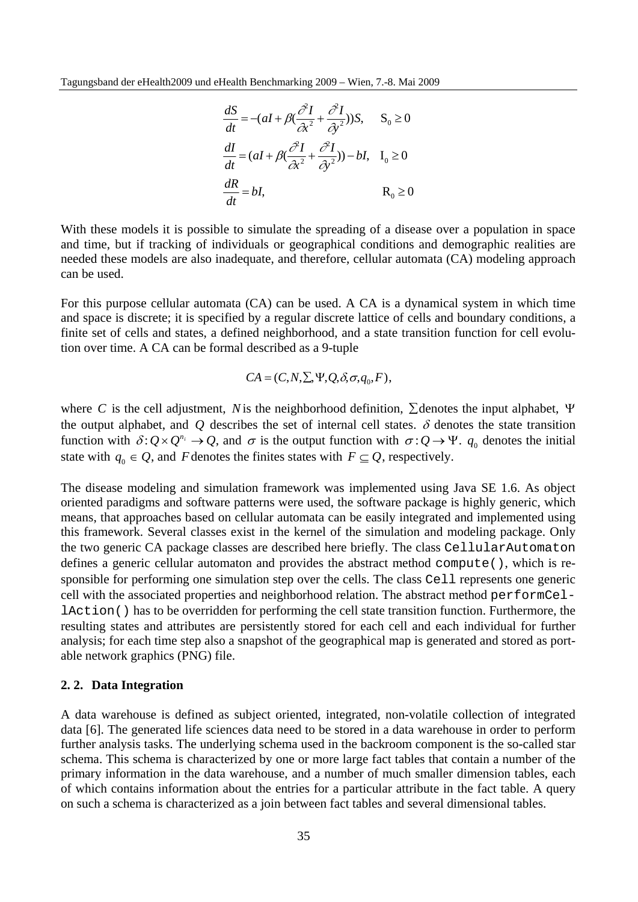$$\frac{dS}{dt} = -(aI + \beta(\frac{\partial^2 I}{\partial x^2} + \frac{\partial^2 I}{\partial y^2}))S, \quad S_0 \geq 0$$

$$\frac{dI}{dt} = (aI + \beta(\frac{\partial^2 I}{\partial x^2} + \frac{\partial^2 I}{\partial y^2})) - bI, \quad I_0 \geq 0$$

$$\frac{dR}{dt} = bI, \quad R_0 \geq 0$$

With these models it is possible to simulate the spreading of a disease over a population in space and time, but if tracking of individuals or geographical conditions and demographic realities are needed these models are also inadequate, and therefore, cellular automata (CA) modeling approach can be used.

For this purpose cellular automata (CA) can be used. A CA is a dynamical system in which time and space is discrete; it is specified by a regular discrete lattice of cells and boundary conditions, a finite set of cells and states, a defined neighborhood, and a state transition function for cell evolution over time. A CA can be formal described as a 9-tuple

$$CA = (C, N, \Sigma, \Psi, Q, \delta, \sigma, q_0, F),$$

where $C$ is the cell adjustment, $N$ is the neighborhood definition, $\Sigma$ denotes the input alphabet, $\Psi$ the output alphabet, and $Q$ describes the set of internal cell states. $\delta$ denotes the state transition function with $\delta : Q \times Q^{n_i} \rightarrow Q$, and $\sigma$ is the output function with $\sigma : Q \rightarrow \Psi$. $q_0$ denotes the initial state with $q_0 \in Q$, and $F$ denotes the finites states with $F \subseteq Q$, respectively.

The disease modeling and simulation framework was implemented using Java SE 1.6. As object oriented paradigms and software patterns were used, the software package is highly generic, which means, that approaches based on cellular automata can be easily integrated and implemented using this framework. Several classes exist in the kernel of the simulation and modeling package. Only the two generic CA package classes are described here briefly. The class `CellularAutomaton` defines a generic cellular automaton and provides the abstract method `compute()`, which is responsible for performing one simulation step over the cells. The class `Cell` represents one generic cell with the associated properties and neighborhood relation. The abstract method `performCellAction()` has to be overridden for performing the cell state transition function. Furthermore, the resulting states and attributes are persistently stored for each cell and each individual for further analysis; for each time step also a snapshot of the geographical map is generated and stored as portable network graphics (PNG) file.

### 2. 2. Data Integration

A data warehouse is defined as subject oriented, integrated, non-volatile collection of integrated data [6]. The generated life sciences data need to be stored in a data warehouse in order to perform further analysis tasks. The underlying schema used in the backroom component is the so-called star schema. This schema is characterized by one or more large fact tables that contain a number of the primary information in the data warehouse, and a number of much smaller dimension tables, each of which contains information about the entries for a particular attribute in the fact table. A query on such a schema is characterized as a join between fact tables and several dimensional tables.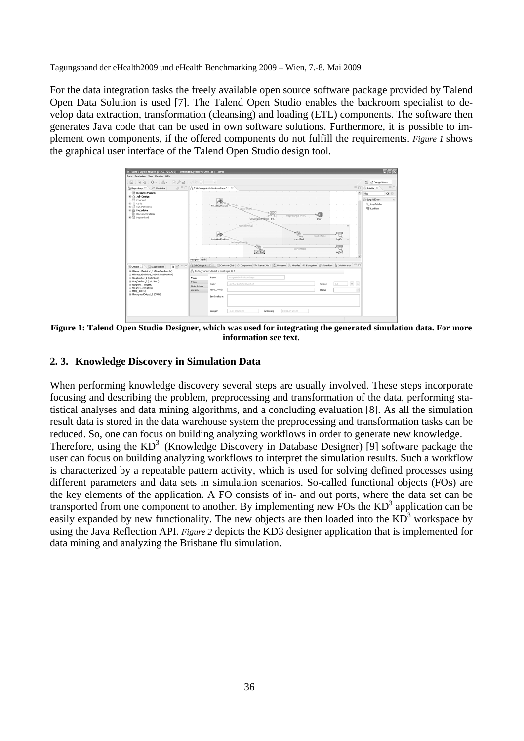For the data integration tasks the freely available open source software package provided by Talend Open Data Solution is used [7]. The Talend Open Studio enables the backroom specialist to develop data extraction, transformation (cleansing) and loading (ETL) components. The software then generates Java code that can be used in own software solutions. Furthermore, it is possible to implement own components, if the offered components do not fulfill the requirements. *Figure 1* shows the graphical user interface of the Talend Open Studio design tool.

**Figure 1: Talend Open Studio Designer, which was used for integrating the generated simulation data. For more information see text.**

## 2. 3. Knowledge Discovery in Simulation Data

When performing knowledge discovery several steps are usually involved. These steps incorporate focusing and describing the problem, preprocessing and transformation of the data, performing statistical analyses and data mining algorithms, and a concluding evaluation [8]. As all the simulation result data is stored in the data warehouse system the preprocessing and transformation tasks can be reduced. So, one can focus on building analyzing workflows in order to generate new knowledge.
Therefore, using the $KD^3$ (Knowledge Discovery in Database Designer) [9] software package the user can focus on building analyzing workflows to interpret the simulation results. Such a workflow is characterized by a repeatable pattern activity, which is used for solving defined processes using different parameters and data sets in simulation scenarios. So-called functional objects (FOs) are the key elements of the application. A FO consists of in- and out ports, where the data set can be transported from one component to another. By implementing new FOs the $KD^3$ application can be easily expanded by new functionality. The new objects are then loaded into the $KD^3$ workspace by using the Java Reflection API. *Figure 2* depicts the KD3 designer application that is implemented for data mining and analyzing the Brisbane flu simulation.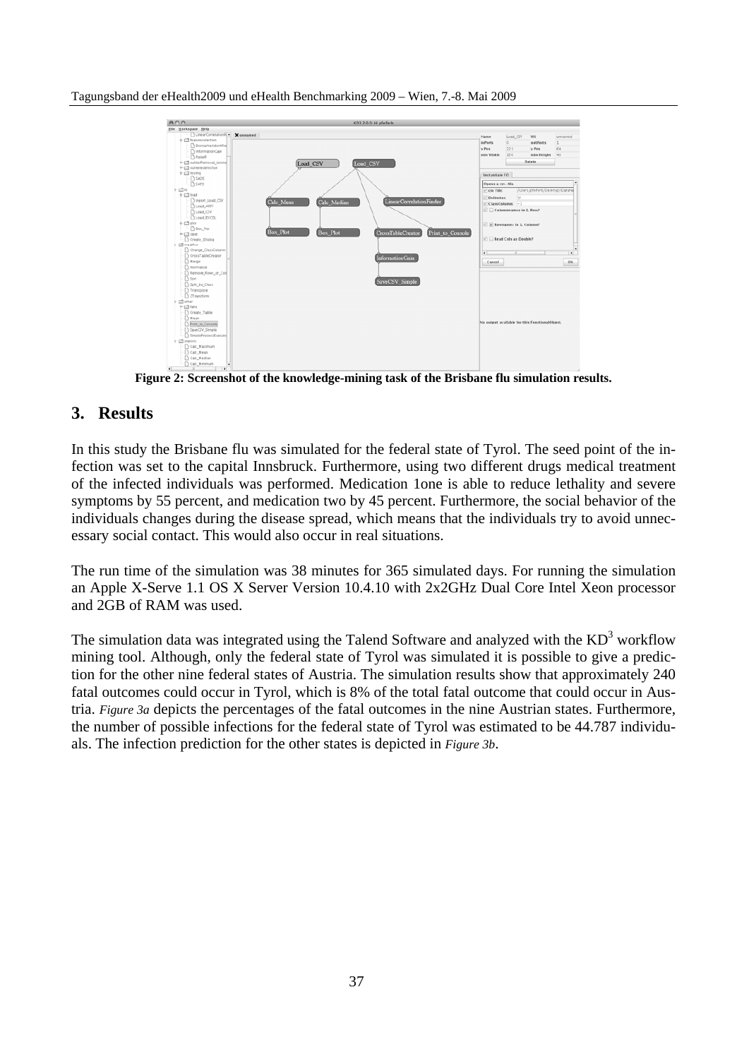**Figure 2: Screenshot of the knowledge-mining task of the Brisbane flu simulation results.**

## 3. Results

In this study the Brisbane flu was simulated for the federal state of Tyrol. The seed point of the infection was set to the capital Innsbruck. Furthermore, using two different drugs medical treatment of the infected individuals was performed. Medication 1one is able to reduce lethality and severe symptoms by 55 percent, and medication two by 45 percent. Furthermore, the social behavior of the individuals changes during the disease spread, which means that the individuals try to avoid unnecessary social contact. This would also occur in real situations.

The run time of the simulation was 38 minutes for 365 simulated days. For running the simulation an Apple X-Serve 1.1 OS X Server Version 10.4.10 with 2x2GHz Dual Core Intel Xeon processor and 2GB of RAM was used.

The simulation data was integrated using the Talend Software and analyzed with the $KD^3$ workflow mining tool. Although, only the federal state of Tyrol was simulated it is possible to give a prediction for the other nine federal states of Austria. The simulation results show that approximately 240 fatal outcomes could occur in Tyrol, which is 8% of the total fatal outcome that could occur in Austria. *Figure 3a* depicts the percentages of the fatal outcomes in the nine Austrian states. Furthermore, the number of possible infections for the federal state of Tyrol was estimated to be 44.787 individuals. The infection prediction for the other states is depicted in *Figure 3b*.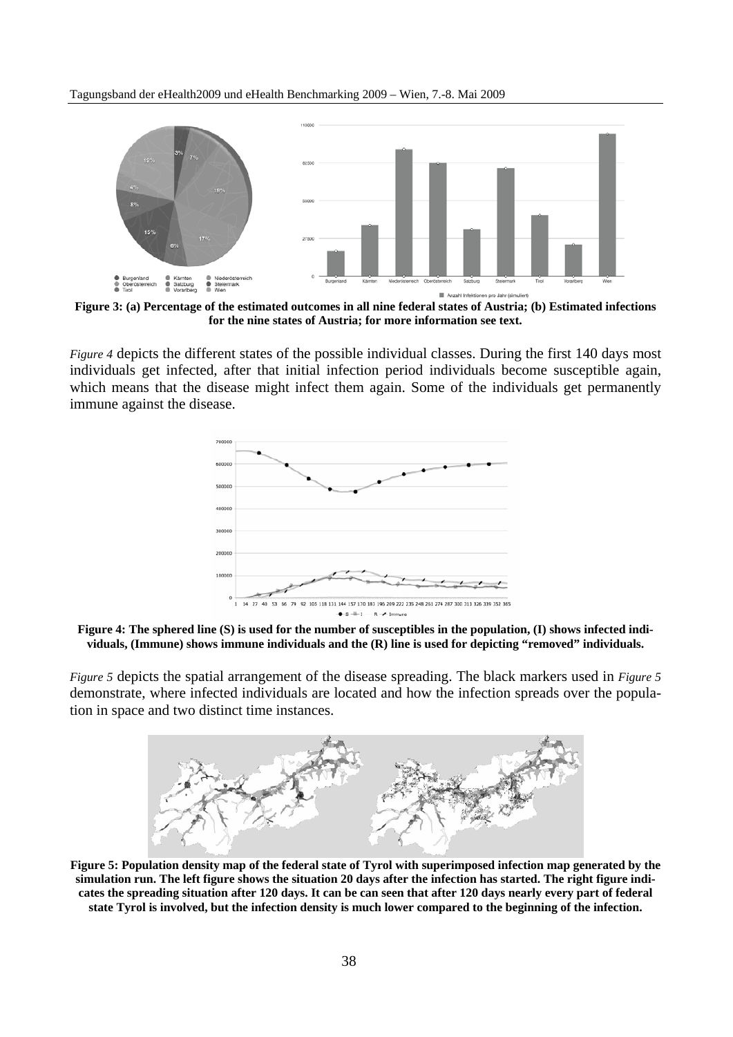**Figure 3: (a) Percentage of the estimated outcomes in all nine federal states of Austria; (b) Estimated infections for the nine states of Austria; for more information see text.**

*Figure 4* depicts the different states of the possible individual classes. During the first 140 days most individuals get infected, after that initial infection period individuals become susceptible again, which means that the disease might infect them again. Some of the individuals get permanently immune against the disease.

**Figure 4: The sphered line (S) is used for the number of susceptibles in the population, (I) shows infected individuals, (Immune) shows immune individuals and the (R) line is used for depicting "removed" individuals.**

*Figure 5* depicts the spatial arrangement of the disease spreading. The black markers used in *Figure 5* demonstrate, where infected individuals are located and how the infection spreads over the population in space and two distinct time instances.

**Figure 5: Population density map of the federal state of Tyrol with superimposed infection map generated by the simulation run. The left figure shows the situation 20 days after the infection has started. The right figure indicates the spreading situation after 120 days. It can be can seen that after 120 days nearly every part of federal state Tyrol is involved, but the infection density is much lower compared to the beginning of the infection.**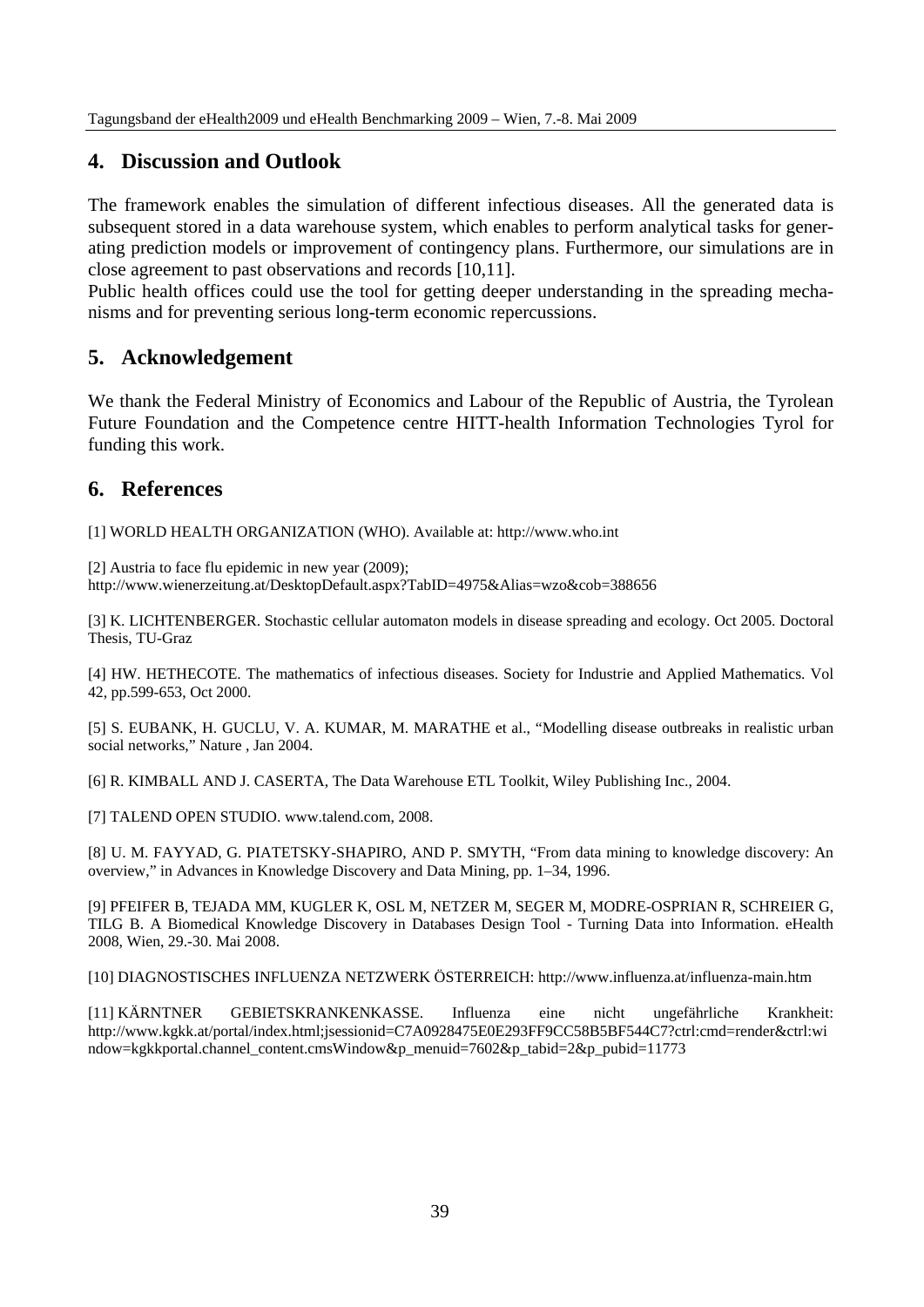## 4. Discussion and Outlook

The framework enables the simulation of different infectious diseases. All the generated data is subsequent stored in a data warehouse system, which enables to perform analytical tasks for generating prediction models or improvement of contingency plans. Furthermore, our simulations are in close agreement to past observations and records [10,11].

Public health offices could use the tool for getting deeper understanding in the spreading mechanisms and for preventing serious long-term economic repercussions.

## 5. Acknowledgement

We thank the Federal Ministry of Economics and Labour of the Republic of Austria, the Tyrolean Future Foundation and the Competence centre HITT-health Information Technologies Tyrol for funding this work.

## 6. References

[1] WORLD HEALTH ORGANIZATION (WHO). Available at: http://www.who.int

[2] Austria to face flu epidemic in new year (2009); http://www.wienerzeitung.at/DesktopDefault.aspx?TabID=4975&Alias=wzo&cob=388656

[3] K. LICHTENBERGER. Stochastic cellular automaton models in disease spreading and ecology. Oct 2005. Doctoral Thesis, TU-Graz

[4] HW. HETHECOTE. The mathematics of infectious diseases. Society for Industrie and Applied Mathematics. Vol 42, pp.599-653, Oct 2000.

[5] S. EUBANK, H. GUCLU, V. A. KUMAR, M. MARATHE et al., "Modelling disease outbreaks in realistic urban social networks," Nature , Jan 2004.

[6] R. KIMBALL AND J. CASERTA, The Data Warehouse ETL Toolkit, Wiley Publishing Inc., 2004.

[7] TALEND OPEN STUDIO. www.talend.com, 2008.

[8] U. M. FAYYAD, G. PIATETSKY-SHAPIRO, AND P. SMYTH, "From data mining to knowledge discovery: An overview," in Advances in Knowledge Discovery and Data Mining, pp. 1–34, 1996.

[9] PFEIFER B, TEJADA MM, KUGLER K, OSL M, NETZER M, SEGER M, MODRE-OSPRIAN R, SCHREIER G, TILG B. A Biomedical Knowledge Discovery in Databases Design Tool - Turning Data into Information. eHealth 2008, Wien, 29.-30. Mai 2008.

[10] DIAGNOSTISCHES INFLUENZA NETZWERK ÖSTERREICH: http://www.influenza.at/influenza-main.htm

[11] KÄRNTNER GEBIETSKRANKENKASSE. Influenza eine nicht ungefährliche Krankheit: http://www.kgkk.at/portal/index.html;jsessionid=C7A0928475E0E293FF9CC58B5BF544C7?ctrl:cmd=render&ctrl:window=kgkkportal.channel_content.cmsWindow&p_menuid=7602&p_tabid=2&p_pubid=11773